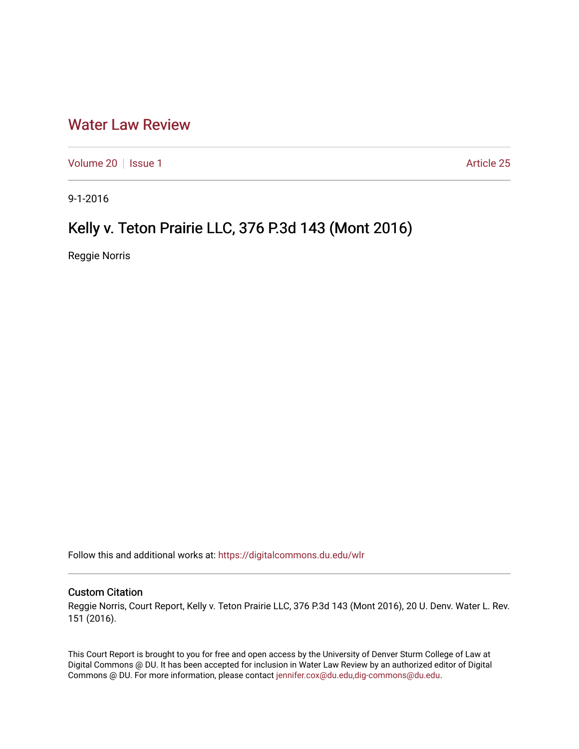# Water Law Review

Volume 20 | Issue 1 | Article 25

9-1-2016

## Kelly v. Teton Prairie LLC, 376 P.3d 143 (Mont 2016)

Reggie Norris

Follow this and additional works at: https://digitalcommons.du.edu/wlr

### Custom Citation

Reggie Norris, Court Report, Kelly v. Teton Prairie LLC, 376 P.3d 143 (Mont 2016), 20 U. Denv. Water L. Rev. 151 (2016).

This Court Report is brought to you for free and open access by the University of Denver Sturm College of Law at Digital Commons @ DU. It has been accepted for inclusion in Water Law Review by an authorized editor of Digital Commons @ DU. For more information, please contact jennifer.cox@du.edu,dig-commons@du.edu.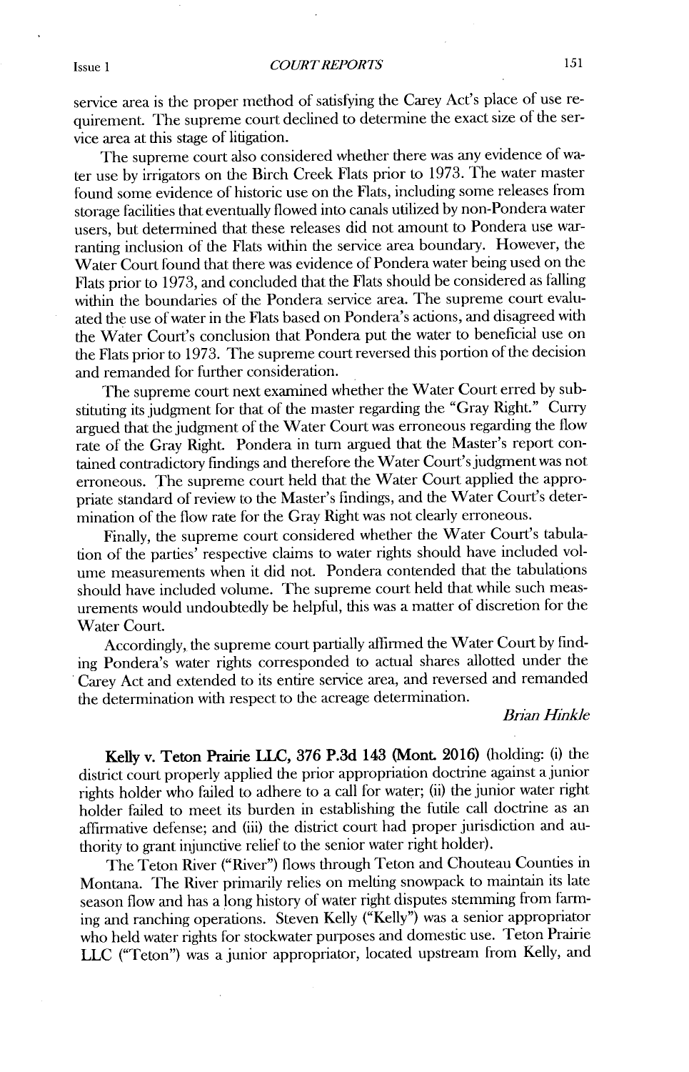service area is the proper method of satisfying the Carey Act's place of use requirement. The supreme court declined to determine the exact size of the service area at this stage of litigation.

The supreme court also considered whether there was any evidence of water use by irrigators on the Birch Creek Flats prior to 1973. The water master found some evidence of historic use on the Flats, including some releases from storage facilities that eventually flowed into canals utilized by non-Pondera water users, but determined that these releases did not amount to Pondera use warranting inclusion of the Flats within the service area boundary. However, the Water Court found that there was evidence of Pondera water being used on the Flats prior to 1973, and concluded that the Flats should be considered as falling within the boundaries of the Pondera service area. The supreme court evaluated the use of water in the Flats based on Pondera's actions, and disagreed with the Water Court's conclusion that Pondera put the water to beneficial use on the Flats prior to 1973. The supreme court reversed this portion of the decision and remanded for further consideration.

The supreme court next examined whether the Water Court erred by substituting its judgment for that of the master regarding the "Gray Right." Curry argued that the judgment of the Water Court was erroneous regarding the flow rate of the Gray Right. Pondera in turn argued that the Master's report contained contradictory findings and therefore the Water Court's judgment was not erroneous. The supreme court held that the Water Court applied the appropriate standard of review to the Master's findings, and the Water Court's determination of the flow rate for the Gray Right was not clearly erroneous.

Finally, the supreme court considered whether the Water Court's tabulation of the parties' respective claims to water rights should have included volume measurements when it did not. Pondera contended that the tabulations should have included volume. The supreme court held that while such measurements would undoubtedly be helpful, this was a matter of discretion for the Water Court.

Accordingly, the supreme court partially affirmed the Water Court by finding Pondera's water rights corresponded to actual shares allotted under the Carey Act and extended to its entire service area, and reversed and remanded the determination with respect to the acreage determination.

*Brian Hinkle*

**Kelly v. Teton Prairie LLC, 376 P.3d 143 (Mont. 2016)** (holding: (i) the district court properly applied the prior appropriation doctrine against a junior rights holder who failed to adhere to a call for water; (ii) the junior water right holder failed to meet its burden in establishing the futile call doctrine as an affirmative defense; and (iii) the district court had proper jurisdiction and authority to grant injunctive relief to the senior water right holder).

The Teton River ("River") flows through Teton and Chouteau Counties in Montana. The River primarily relies on melting snowpack to maintain its late season flow and has a long history of water right disputes stemming from farming and ranching operations. Steven Kelly ("Kelly") was a senior appropriator who held water rights for stockwater purposes and domestic use. Teton Prairie LLC ("Teton") was a junior appropriator, located upstream from Kelly, and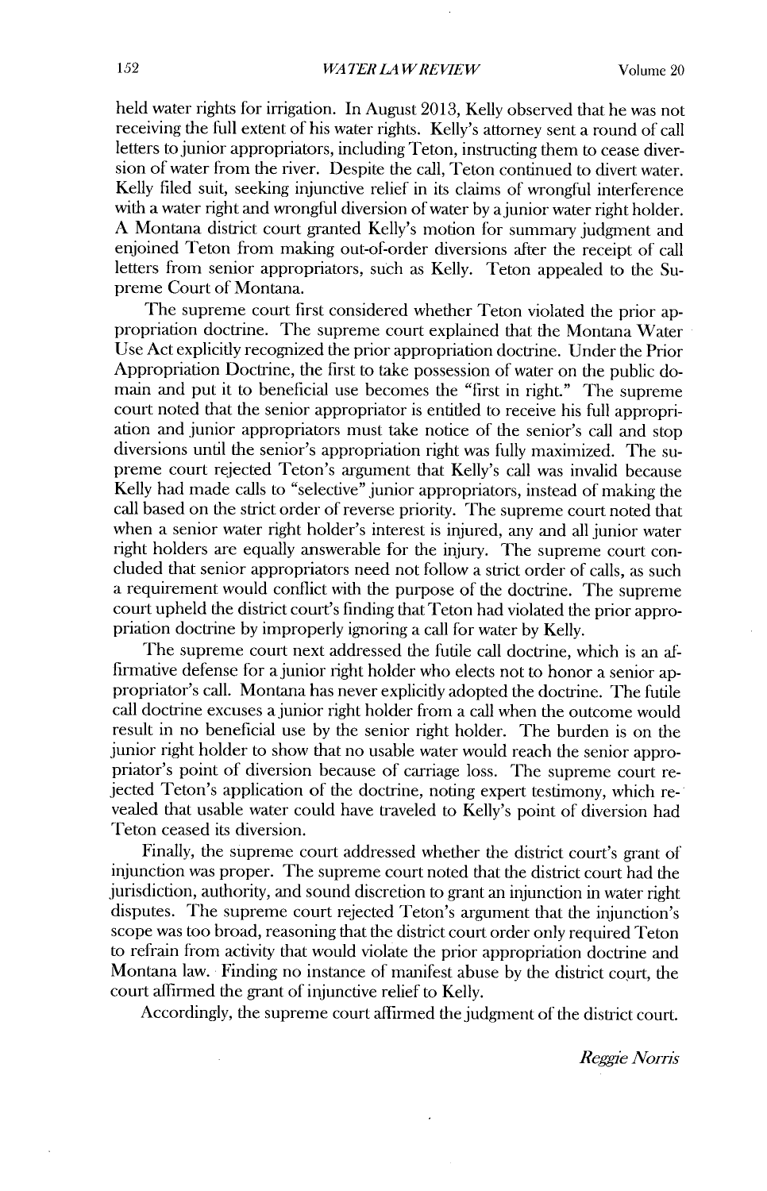held water rights for irrigation. In August 2013, Kelly observed that he was not receiving the full extent of his water rights. Kelly's attorney sent a round of call letters to junior appropriators, including Teton, instructing them to cease diversion of water from the river. Despite the call, Teton continued to divert water. Kelly filed suit, seeking injunctive relief in its claims of wrongful interference with a water right and wrongful diversion of water by a junior water right holder. A Montana district court granted Kelly's motion for summary judgment and enjoined Teton from making out-of-order diversions after the receipt of call letters from senior appropriators, such as Kelly. Teton appealed to the Supreme Court of Montana.

The supreme court first considered whether Teton violated the prior appropriation doctrine. The supreme court explained that the Montana Water Use Act explicitly recognized the prior appropriation doctrine. Under the Prior Appropriation Doctrine, the first to take possession of water on the public domain and put it to beneficial use becomes the "first in right." The supreme court noted that the senior appropriator is entitled to receive his full appropriation and junior appropriators must take notice of the senior's call and stop diversions until the senior's appropriation right was fully maximized. The supreme court rejected Teton's argument that Kelly's call was invalid because Kelly had made calls to "selective" junior appropriators, instead of making the call based on the strict order of reverse priority. The supreme court noted that when a senior water right holder's interest is injured, any and all junior water right holders are equally answerable for the injury. The supreme court concluded that senior appropriators need not follow a strict order of calls, as such a requirement would conflict with the purpose of the doctrine. The supreme court upheld the district court's finding that Teton had violated the prior appropriation doctrine by improperly ignoring a call for water by Kelly.

The supreme court next addressed the futile call doctrine, which is an affirmative defense for a junior right holder who elects not to honor a senior appropriator's call. Montana has never explicitly adopted the doctrine. The futile call doctrine excuses a junior right holder from a call when the outcome would result in no beneficial use by the senior right holder. The burden is on the junior right holder to show that no usable water would reach the senior appropriator's point of diversion because of carriage loss. The supreme court rejected Teton's application of the doctrine, noting expert testimony, which revealed that usable water could have traveled to Kelly's point of diversion had Teton ceased its diversion.

Finally, the supreme court addressed whether the district court's grant of injunction was proper. The supreme court noted that the district court had the jurisdiction, authority, and sound discretion to grant an injunction in water right disputes. The supreme court rejected Teton's argument that the injunction's scope was too broad, reasoning that the district court order only required Teton to refrain from activity that would violate the prior appropriation doctrine and Montana law. Finding no instance of manifest abuse by the district court, the court affirmed the grant of injunctive relief to Kelly.

Accordingly, the supreme court affirmed the judgment of the district court.

*Reggie Norris*